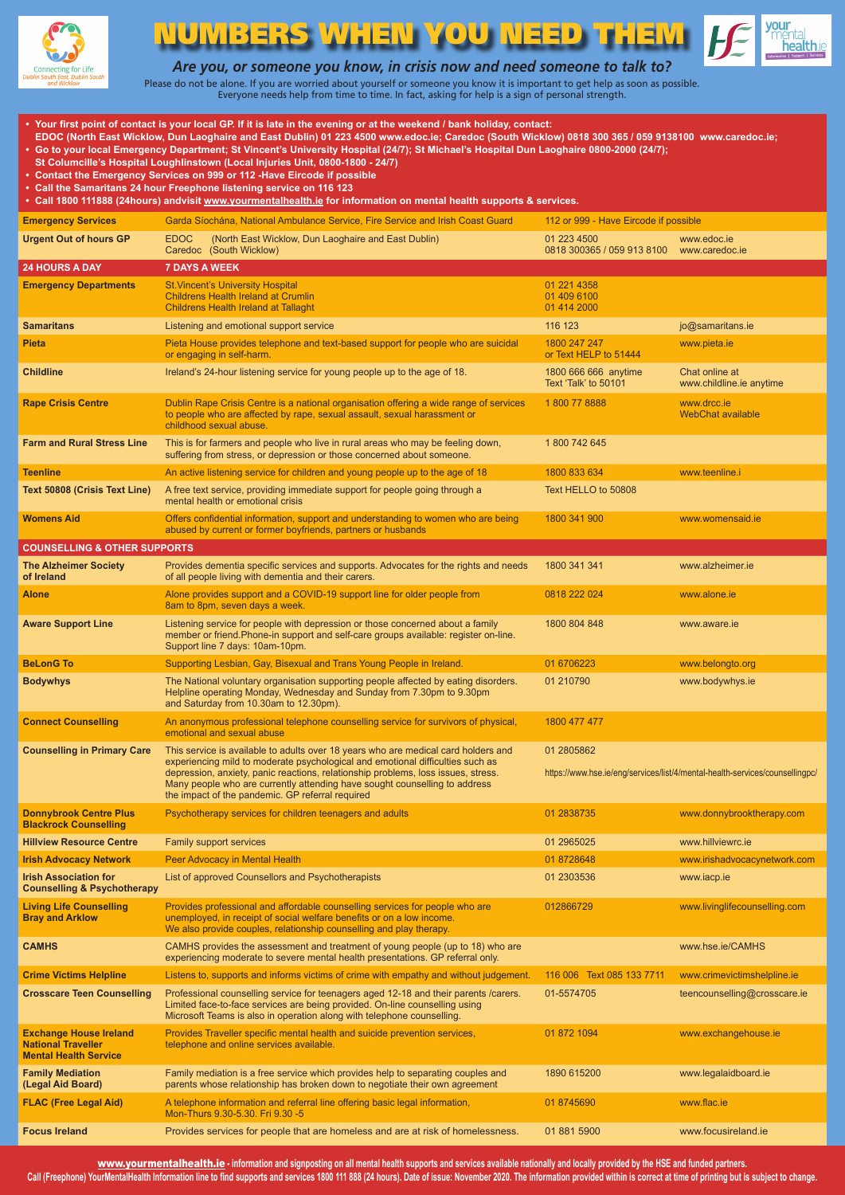# NUMBERS WHEN YOU NEED THEM

*Are you, or someone you know, in crisis now and need someone to talk to?*

Please do not be alone. If you are worried about yourself or someone you know it is important to get help as soon as possible. Everyone needs help from time to time. In fact, asking for help is a sign of personal strength.

- **Your first point of contact is your local GP. If it is late in the evening or at the weekend / bank holiday, contact: EDOC (North East Wicklow, Dun Laoghaire and East Dublin) 01 223 4500 www.edoc.ie; Caredoc (South Wicklow) 0818 300 365 / 059 9138100 www.caredoc.ie;**
- **Go to your local Emergency Department; St Vincent's University Hospital (24/7); St Michael's Hospital Dun Laoghaire 0800-2000 (24/7); St Columcille's Hospital Loughlinstown (Local Injuries Unit, 0800-1800 - 24/7)**
- **Contact the Emergency Services on 999 or 112 -Have Eircode if possible**
- **Call the Samaritans 24 hour Freephone listening service on 116 123**
- **Call 1800 111888 (24hours) andvisit www.yourmentalhealth.ie for information on mental health supports & services.**

| | | | |
|---|---|---|---|
| **Emergency Services** | Garda Síochána, National Ambulance Service, Fire Service and Irish Coast Guard | 112 or 999 - Have Eircode if possible | |
| **Urgent Out of hours GP** | EDOC (North East Wicklow, Dun Laoghaire and East Dublin)<br>Caredoc (South Wicklow) | 01 223 4500<br>0818 300365 / 059 913 8100 | www.edoc.ie<br>www.caredoc.ie |
| **24 HOURS A DAY** | **7 DAYS A WEEK** | | |
| **Emergency Departments** | St.Vincent's University Hospital<br>Childrens Health Ireland at Crumlin<br>Childrens Health Ireland at Tallaght | 01 221 4358<br>01 409 6100<br>01 414 2000 | |
| **Samaritans** | Listening and emotional support service | 116 123 | jo@samaritans.ie |
| **Pieta** | Pieta House provides telephone and text-based support for people who are suicidal or engaging in self-harm. | 1800 247 247<br>or Text HELP to 51444 | www.pieta.ie |
| **Childline** | Ireland's 24-hour listening service for young people up to the age of 18. | 1800 666 666 anytime<br>Text 'Talk' to 50101 | Chat online at<br>www.childline.ie anytime |
| **Rape Crisis Centre** | Dublin Rape Crisis Centre is a national organisation offering a wide range of services to people who are affected by rape, sexual assault, sexual harassment or childhood sexual abuse. | 1 800 77 8888 | www.drcc.ie<br>WebChat available |
| **Farm and Rural Stress Line** | This is for farmers and people who live in rural areas who may be feeling down, suffering from stress, or depression or those concerned about someone. | 1 800 742 645 | |
| **Teenline** | An active listening service for children and young people up to the age of 18 | 1800 833 634 | www.teenline.i |
| **Text 50808 (Crisis Text Line)** | A free text service, providing immediate support for people going through a mental health or emotional crisis | Text HELLO to 50808 | |
| **Womens Aid** | Offers confidential information, support and understanding to women who are being abused by current or former boyfriends, partners or husbands | 1800 341 900 | www.womensaid.ie |
| **COUNSELLING & OTHER SUPPORTS** | | | |
| **The Alzheimer Society of Ireland** | Provides dementia specific services and supports. Advocates for the rights and needs of all people living with dementia and their carers. | 1800 341 341 | www.alzheimer.ie |
| **Alone** | Alone provides support and a COVID-19 support line for older people from 8am to 8pm, seven days a week. | 0818 222 024 | www.alone.ie |
| **Aware Support Line** | Listening service for people with depression or those concerned about a family member or friend.Phone-in support and self-care groups available: register on-line. Support line 7 days: 10am-10pm. | 1800 804 848 | www.aware.ie |
| **BeLonG To** | Supporting Lesbian, Gay, Bisexual and Trans Young People in Ireland. | 01 6706223 | www.belongto.org |
| **Bodywhys** | The National voluntary organisation supporting people affected by eating disorders. Helpline operating Monday, Wednesday and Sunday from 7.30pm to 9.30pm and Saturday from 10.30am to 12.30pm). | 01 210790 | www.bodywhys.ie |
| **Connect Counselling** | An anonymous professional telephone counselling service for survivors of physical, emotional and sexual abuse | 1800 477 477 | |
| **Counselling in Primary Care** | This service is available to adults over 18 years who are medical card holders and experiencing mild to moderate psychological and emotional difficulties such as depression, anxiety, panic reactions, relationship problems, loss issues, stress. Many people who are currently attending have sought counselling to address the impact of the pandemic. GP referral required | 01 2805862 | https://www.hse.ie/eng/services/list/4/mental-health-services/counsellingpc/ |
| **Donnybrook Centre Plus Blackrock Counselling** | Psychotherapy services for children teenagers and adults | 01 2838735 | www.donnybrooktherapy.com |
| **Hillview Resource Centre** | Family support services | 01 2965025 | www.hillviewrc.ie |
| **Irish Advocacy Network** | Peer Advocacy in Mental Health | 01 8728648 | www.irishadvocacynetwork.com |
| **Irish Association for Counselling & Psychotherapy** | List of approved Counsellors and Psychotherapists | 01 2303536 | www.iacp.ie |
| **Living Life Counselling Bray and Arklow** | Provides professional and affordable counselling services for people who are unemployed, in receipt of social welfare benefits or on a low income. We also provide couples, relationship counselling and play therapy. | 012866729 | www.livinglifecounselling.com |
| **CAMHS** | CAMHS provides the assessment and treatment of young people (up to 18) who are experiencing moderate to severe mental health presentations. GP referral only. | | www.hse.ie/CAMHS |
| **Crime Victims Helpline** | Listens to, supports and informs victims of crime with empathy and without judgement. | 116 006 Text 085 133 7711 | www.crimevictimshelpline.ie |
| **Crosscare Teen Counselling** | Professional counselling service for teenagers aged 12-18 and their parents /carers. Limited face-to-face services are being provided. On-line counselling using Microsoft Teams is also in operation along with telephone counselling. | 01-5574705 | teencounselling@crosscare.ie |
| **Exchange House Ireland National Traveller Mental Health Service** | Provides Traveller specific mental health and suicide prevention services, telephone and online services available. | 01 872 1094 | www.exchangehouse.ie |
| **Family Mediation (Legal Aid Board)** | Family mediation is a free service which provides help to separating couples and parents whose relationship has broken down to negotiate their own agreement | 1890 615200 | www.legalaidboard.ie |
| **FLAC (Free Legal Aid)** | A telephone information and referral line offering basic legal information, Mon-Thurs 9.30-5.30. Fri 9.30 -5 | 01 8745690 | www.flac.ie |
| **Focus Ireland** | Provides services for people that are homeless and are at risk of homelessness. | 01 881 5900 | www.focusireland.ie |

**www.yourmentalhealth.ie - information and signposting on all mental health supports and services available nationally and locally provided by the HSE and funded partners.**
**Call (Freephone) YourMentalHealth Information line to find supports and services 1800 111 888 (24 hours). Date of issue: November 2020. The information provided within is correct at time of printing but is subject to change.**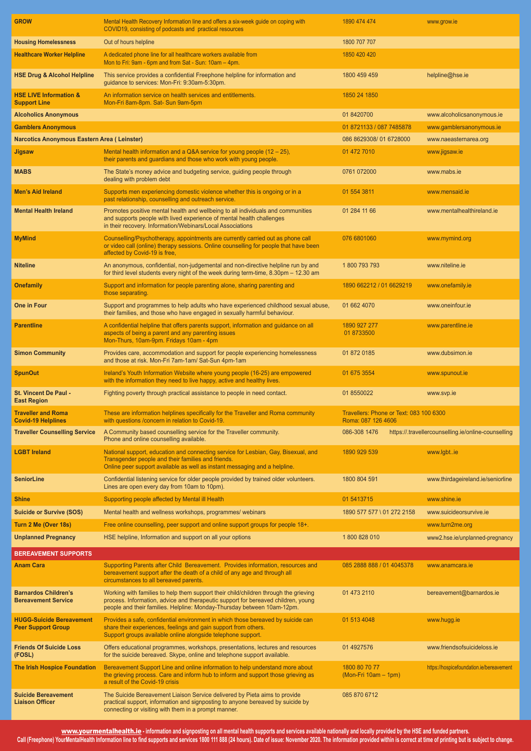| | | | |
|---|---|---|---|
| **GROW** | Mental Health Recovery Information line and offers a six-week guide on coping with COVID19, consisting of podcasts and practical resources | 1890 474 474 | www.grow.ie |
| **Housing Homelessness** | Out of hours helpline | 1800 707 707 | |
| **Healthcare Worker Helpline** | A dedicated phone line for all healthcare workers available from Mon to Fri: 9am - 6pm and from Sat - Sun: 10am – 4pm. | 1850 420 420 | |
| **HSE Drug & Alcohol Helpline** | This service provides a confidential Freephone helpline for information and guidance to services: Mon-Fri: 9:30am-5:30pm. | 1800 459 459 | helpline@hse.ie |
| **HSE LIVE Information & Support Line** | An information service on health services and entitlements. Mon-Fri 8am-8pm. Sat- Sun 9am-5pm | 1850 24 1850 | |
| **Alcoholics Anonymous** | | 01 8420700 | www.alcoholicsanonymous.ie |
| **Gamblers Anonymous** | | 01 8721133 / 087 7485878 | www.gamblersanonymous.ie |
| **Narcotics Anonymous Eastern Area ( Leinster)** | | 086 8629308/ 01 6728000 | www.naeasternarea.org |
| **Jigsaw** | Mental health information and a Q&A service for young people (12 – 25), their parents and guardians and those who work with young people. | 01 472 7010 | www.jigsaw.ie |
| **MABS** | The State's money advice and budgeting service, guiding people through dealing with problem debt | 0761 072000 | www.mabs.ie |
| **Men's Aid Ireland** | Supports men experiencing domestic violence whether this is ongoing or in a past relationship, counselling and outreach service. | 01 554 3811 | www.mensaid.ie |
| **Mental Health Ireland** | Promotes positive mental health and wellbeing to all individuals and communities and supports people with lived experience of mental health challenges in their recovery. Information/Webinars/Local Associations | 01 284 11 66 | www.mentalhealthireland.ie |
| **MyMind** | Counselling/Psychotherapy, appointments are currently carried out as phone call or video call (online) therapy sessions. Online counselling for people that have been affected by Covid-19 is free, | 076 6801060 | www.mymind.org |
| **Niteline** | An anonymous, confidential, non-judgemental and non-directive helpline run by and for third level students every night of the week during term-time, 8.30pm – 12.30 am | 1 800 793 793 | www.niteline.ie |
| **Onefamily** | Support and information for people parenting alone, sharing parenting and those separating. | 1890 662212 / 01 6629219 | www.onefamily.ie |
| **One in Four** | Support and programmes to help adults who have experienced childhood sexual abuse, their families, and those who have engaged in sexually harmful behaviour. | 01 662 4070 | www.oneinfour.ie |
| **Parentline** | A confidential helpline that offers parents support, information and guidance on all aspects of being a parent and any parenting issues Mon-Thurs, 10am-9pm. Fridays 10am - 4pm | 1890 927 277 01 8733500 | www.parentline.ie |
| **Simon Community** | Provides care, accommodation and support for people experiencing homelessness and those at risk. Mon-Fri 7am-1am/ Sat-Sun 4pm-1am | 01 872 0185 | www.dubsimon.ie |
| **SpunOut** | Ireland's Youth Information Website where young people (16-25) are empowered with the information they need to live happy, active and healthy lives. | 01 675 3554 | www.spunout.ie |
| **St. Vincent De Paul - East Region** | Fighting poverty through practical assistance to people in need contact. | 01 8550022 | www.svp.ie |
| **Traveller and Roma Covid-19 Helplines** | These are information helplines specifically for the Traveller and Roma community with questions /concern in relation to Covid-19. | Travellers: Phone or Text: 083 100 6300 Roma: 087 126 4606 | |
| **Traveller Counselling Service** | A Community based counselling service for the Traveller community. Phone and online counselling available. | 086-308 1476 | https://.travellercounselling.ie/online-counselling |
| **LGBT Ireland** | National support, education and connecting service for Lesbian, Gay, Bisexual, and Transgender people and their families and friends. Online peer support available as well as instant messaging and a helpline. | 1890 929 539 | www.lgbt..ie |
| **SeniorLine** | Confidential listening service for older people provided by trained older volunteers. Lines are open every day from 10am to 10pm). | 1800 804 591 | www.thirdageireland.ie/seniorline |
| **Shine** | Supporting people affected by Mental ill Health | 01 5413715 | www.shine.ie |
| **Suicide or Survive (SOS)** | Mental health and wellness workshops, programmes/ webinars | 1890 577 577 \ 01 272 2158 | www.suicideorsurvive.ie |
| **Turn 2 Me (Over 18s)** | Free online counselling, peer support and online support groups for people 18+. | | www.turn2me.org |
| **Unplanned Pregnancy** | HSE helpline, Information and support on all your options | 1 800 828 010 | www2.hse.ie/unplanned-pregnancy |
| **BEREAVEMENT SUPPORTS** | | | |
| **Anam Cara** | Supporting Parents after Child Bereavement. Provides information, resources and bereavement support after the death of a child of any age and through all circumstances to all bereaved parents. | 085 2888 888 / 01 4045378 | www.anamcara.ie |
| **Barnardos Children's Bereavement Service** | Working with families to help them support their child/children through the grieving process. Information, advice and therapeutic support for bereaved children, young people and their families. Helpline: Monday-Thursday between 10am-12pm. | 01 473 2110 | bereavement@barnardos.ie |
| **HUGG-Suicide Bereavement Peer Support Group** | Provides a safe, confidential environment in which those bereaved by suicide can share their experiences, feelings and gain support from others. Support groups available online alongside telephone support. | 01 513 4048 | www.hugg.ie |
| **Friends Of Suicide Loss (FOSL)** | Offers educational programmes, workshops, presentations, lectures and resources for the suicide bereaved. Skype, online and telephone support available. | 01 4927576 | www.friendsofsuicideloss.ie |
| **The Irish Hospice Foundation** | Bereavement Support Line and online information to help understand more about the grieving process. Care and inform hub to inform and support those grieving as a result of the Covid-19 crisis | 1800 80 70 77 (Mon-Fri 10am – 1pm) | https://hospicefoundation.ie/bereavement |
| **Suicide Bereavement Liaison Officer** | The Suicide Bereavement Liaison Service delivered by Pieta aims to provide practical support, information and signposting to anyone bereaved by suicide by connecting or visiting with them in a prompt manner. | 085 870 6712 | |

**www.yourmentalhealth.ie - information and signposting on all mental health supports and services available nationally and locally provided by the HSE and funded partners.**
**Call (Freephone) YourMentalHealth Information line to find supports and services 1800 111 888 (24 hours). Date of issue: November 2020. The information provided within is correct at time of printing but is subject to change.**